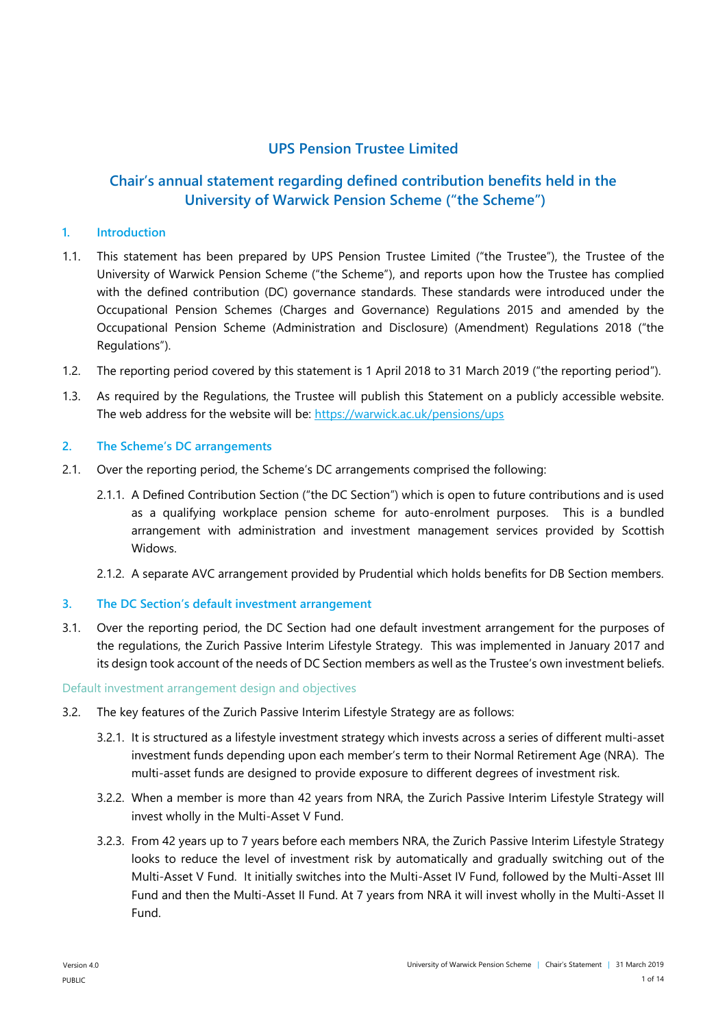# UPS Pension Trustee Limited

## Chair's annual statement regarding defined contribution benefits held in the University of Warwick Pension Scheme ("the Scheme")

### 1. Introduction

1.1. This statement has been prepared by UPS Pension Trustee Limited ("the Trustee"), the Trustee of the University of Warwick Pension Scheme ("the Scheme"), and reports upon how the Trustee has complied with the defined contribution (DC) governance standards. These standards were introduced under the Occupational Pension Schemes (Charges and Governance) Regulations 2015 and amended by the Occupational Pension Scheme (Administration and Disclosure) (Amendment) Regulations 2018 ("the Regulations").

1.2. The reporting period covered by this statement is 1 April 2018 to 31 March 2019 ("the reporting period").

1.3. As required by the Regulations, the Trustee will publish this Statement on a publicly accessible website. The web address for the website will be: https://warwick.ac.uk/pensions/ups

### 2. The Scheme's DC arrangements

2.1. Over the reporting period, the Scheme's DC arrangements comprised the following:

2.1.1. A Defined Contribution Section ("the DC Section") which is open to future contributions and is used as a qualifying workplace pension scheme for auto-enrolment purposes. This is a bundled arrangement with administration and investment management services provided by Scottish Widows.

2.1.2. A separate AVC arrangement provided by Prudential which holds benefits for DB Section members.

### 3. The DC Section's default investment arrangement

3.1. Over the reporting period, the DC Section had one default investment arrangement for the purposes of the regulations, the Zurich Passive Interim Lifestyle Strategy. This was implemented in January 2017 and its design took account of the needs of DC Section members as well as the Trustee's own investment beliefs.

#### Default investment arrangement design and objectives

3.2. The key features of the Zurich Passive Interim Lifestyle Strategy are as follows:

3.2.1. It is structured as a lifestyle investment strategy which invests across a series of different multi-asset investment funds depending upon each member's term to their Normal Retirement Age (NRA). The multi-asset funds are designed to provide exposure to different degrees of investment risk.

3.2.2. When a member is more than 42 years from NRA, the Zurich Passive Interim Lifestyle Strategy will invest wholly in the Multi-Asset V Fund.

3.2.3. From 42 years up to 7 years before each members NRA, the Zurich Passive Interim Lifestyle Strategy looks to reduce the level of investment risk by automatically and gradually switching out of the Multi-Asset V Fund. It initially switches into the Multi-Asset IV Fund, followed by the Multi-Asset III Fund and then the Multi-Asset II Fund. At 7 years from NRA it will invest wholly in the Multi-Asset II Fund.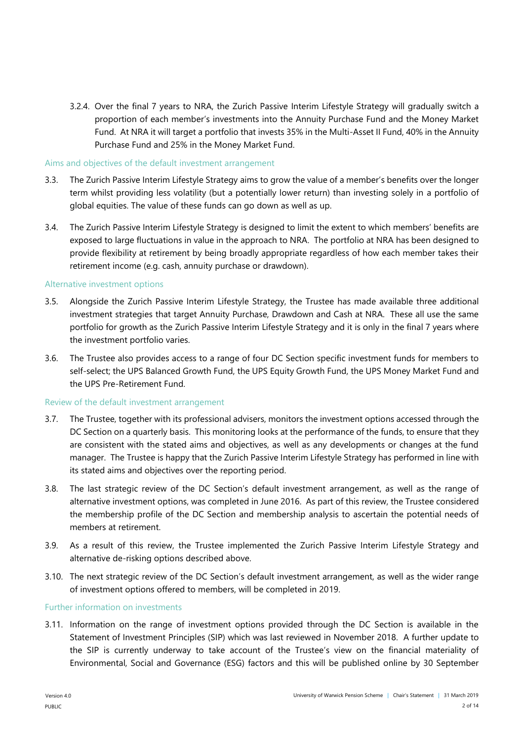3.2.4. Over the final 7 years to NRA, the Zurich Passive Interim Lifestyle Strategy will gradually switch a proportion of each member's investments into the Annuity Purchase Fund and the Money Market Fund. At NRA it will target a portfolio that invests 35% in the Multi-Asset II Fund, 40% in the Annuity Purchase Fund and 25% in the Money Market Fund.

### Aims and objectives of the default investment arrangement

3.3. The Zurich Passive Interim Lifestyle Strategy aims to grow the value of a member's benefits over the longer term whilst providing less volatility (but a potentially lower return) than investing solely in a portfolio of global equities. The value of these funds can go down as well as up.

3.4. The Zurich Passive Interim Lifestyle Strategy is designed to limit the extent to which members' benefits are exposed to large fluctuations in value in the approach to NRA. The portfolio at NRA has been designed to provide flexibility at retirement by being broadly appropriate regardless of how each member takes their retirement income (e.g. cash, annuity purchase or drawdown).

### Alternative investment options

3.5. Alongside the Zurich Passive Interim Lifestyle Strategy, the Trustee has made available three additional investment strategies that target Annuity Purchase, Drawdown and Cash at NRA. These all use the same portfolio for growth as the Zurich Passive Interim Lifestyle Strategy and it is only in the final 7 years where the investment portfolio varies.

3.6. The Trustee also provides access to a range of four DC Section specific investment funds for members to self-select; the UPS Balanced Growth Fund, the UPS Equity Growth Fund, the UPS Money Market Fund and the UPS Pre-Retirement Fund.

### Review of the default investment arrangement

3.7. The Trustee, together with its professional advisers, monitors the investment options accessed through the DC Section on a quarterly basis. This monitoring looks at the performance of the funds, to ensure that they are consistent with the stated aims and objectives, as well as any developments or changes at the fund manager. The Trustee is happy that the Zurich Passive Interim Lifestyle Strategy has performed in line with its stated aims and objectives over the reporting period.

3.8. The last strategic review of the DC Section's default investment arrangement, as well as the range of alternative investment options, was completed in June 2016. As part of this review, the Trustee considered the membership profile of the DC Section and membership analysis to ascertain the potential needs of members at retirement.

3.9. As a result of this review, the Trustee implemented the Zurich Passive Interim Lifestyle Strategy and alternative de-risking options described above.

3.10. The next strategic review of the DC Section's default investment arrangement, as well as the wider range of investment options offered to members, will be completed in 2019.

### Further information on investments

3.11. Information on the range of investment options provided through the DC Section is available in the Statement of Investment Principles (SIP) which was last reviewed in November 2018. A further update to the SIP is currently underway to take account of the Trustee's view on the financial materiality of Environmental, Social and Governance (ESG) factors and this will be published online by 30 September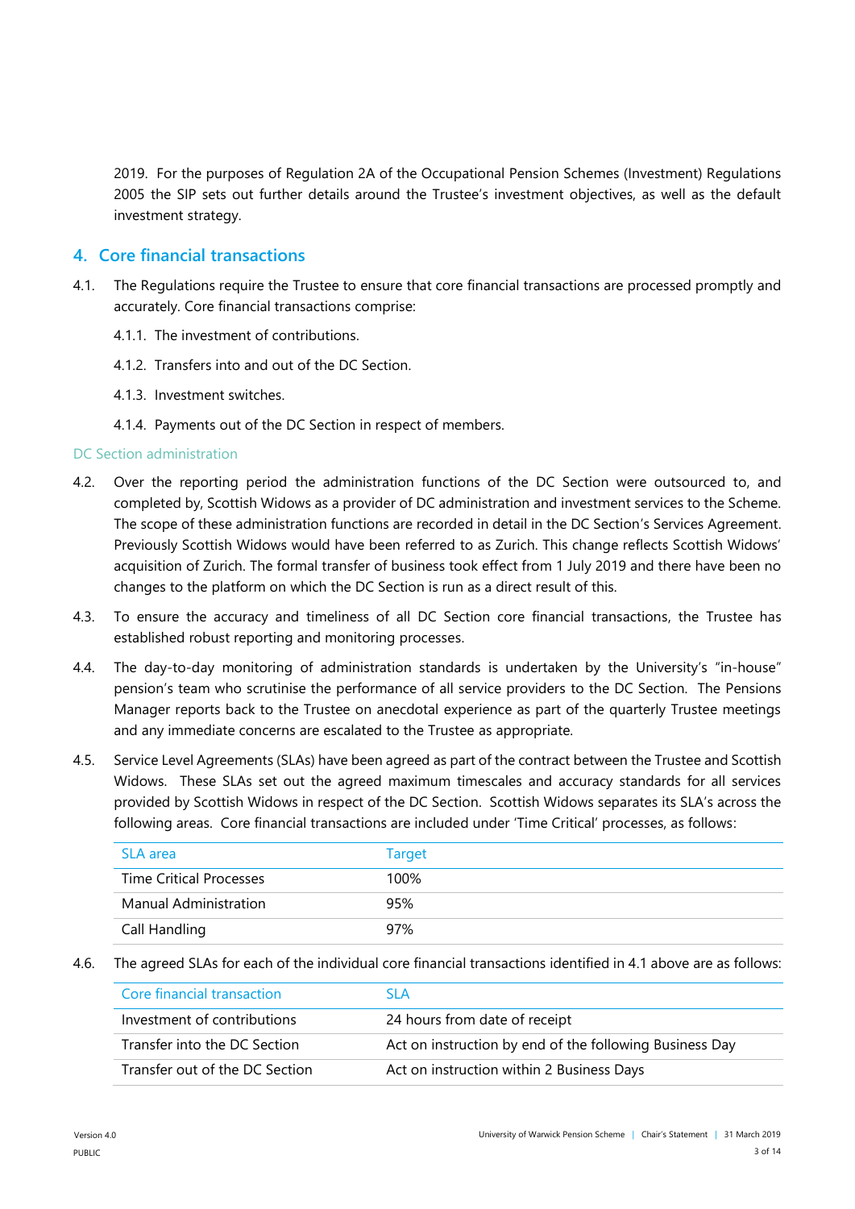2019. For the purposes of Regulation 2A of the Occupational Pension Schemes (Investment) Regulations 2005 the SIP sets out further details around the Trustee's investment objectives, as well as the default investment strategy.

## 4. Core financial transactions

4.1. The Regulations require the Trustee to ensure that core financial transactions are processed promptly and accurately. Core financial transactions comprise:

4.1.1. The investment of contributions.

4.1.2. Transfers into and out of the DC Section.

4.1.3. Investment switches.

4.1.4. Payments out of the DC Section in respect of members.

### DC Section administration

4.2. Over the reporting period the administration functions of the DC Section were outsourced to, and completed by, Scottish Widows as a provider of DC administration and investment services to the Scheme. The scope of these administration functions are recorded in detail in the DC Section's Services Agreement. Previously Scottish Widows would have been referred to as Zurich. This change reflects Scottish Widows' acquisition of Zurich. The formal transfer of business took effect from 1 July 2019 and there have been no changes to the platform on which the DC Section is run as a direct result of this.

4.3. To ensure the accuracy and timeliness of all DC Section core financial transactions, the Trustee has established robust reporting and monitoring processes.

4.4. The day-to-day monitoring of administration standards is undertaken by the University's "in-house" pension's team who scrutinise the performance of all service providers to the DC Section. The Pensions Manager reports back to the Trustee on anecdotal experience as part of the quarterly Trustee meetings and any immediate concerns are escalated to the Trustee as appropriate.

4.5. Service Level Agreements (SLAs) have been agreed as part of the contract between the Trustee and Scottish Widows. These SLAs set out the agreed maximum timescales and accuracy standards for all services provided by Scottish Widows in respect of the DC Section. Scottish Widows separates its SLA's across the following areas. Core financial transactions are included under 'Time Critical' processes, as follows:

| SLA area | Target |
|---|---|
| Time Critical Processes | 100% |
| Manual Administration | 95% |
| Call Handling | 97% |

4.6. The agreed SLAs for each of the individual core financial transactions identified in 4.1 above are as follows:

| Core financial transaction | SLA |
|---|---|
| Investment of contributions | 24 hours from date of receipt |
| Transfer into the DC Section | Act on instruction by end of the following Business Day |
| Transfer out of the DC Section | Act on instruction within 2 Business Days |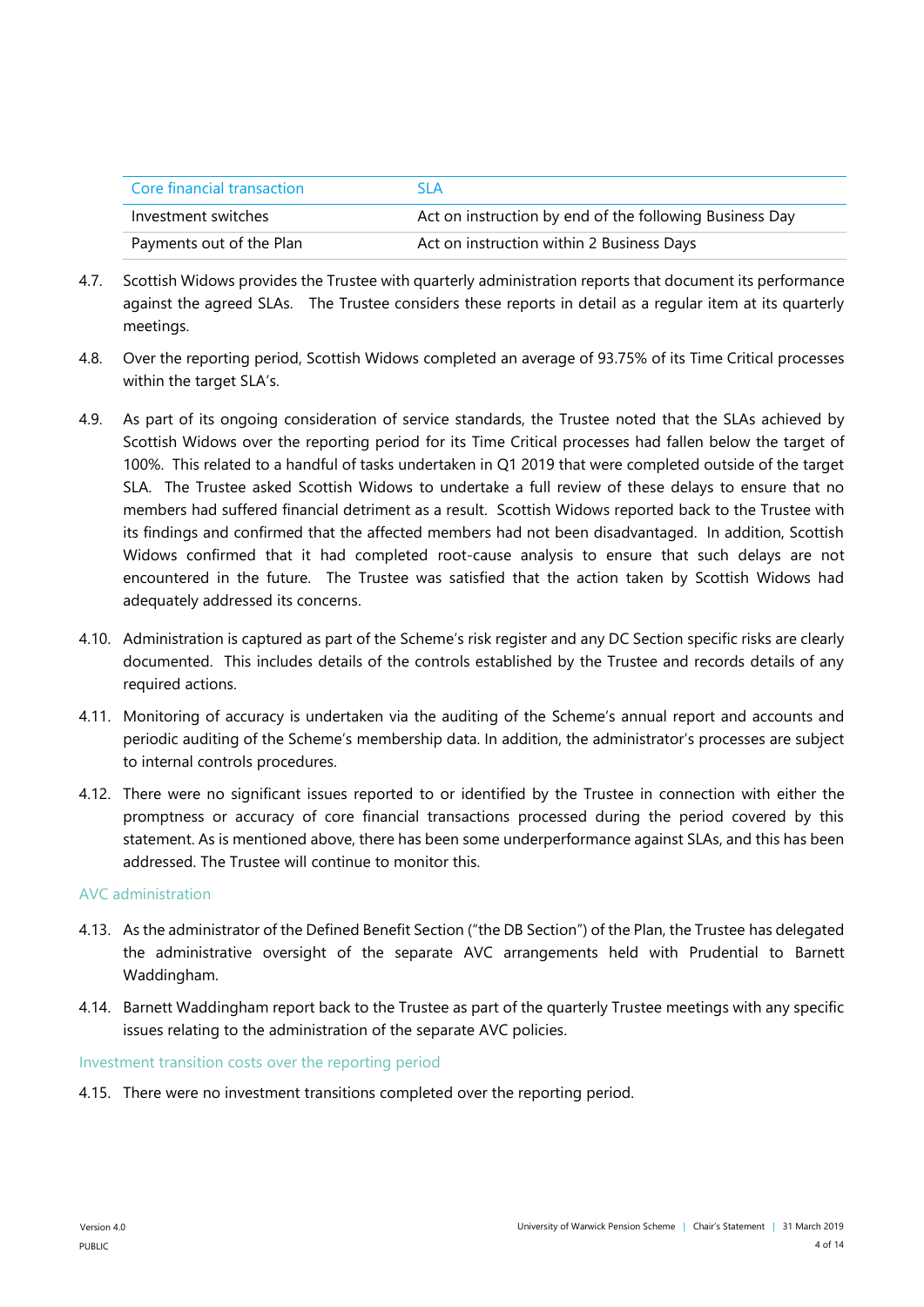| Core financial transaction | SLA |
|---|---|
| Investment switches | Act on instruction by end of the following Business Day |
| Payments out of the Plan | Act on instruction within 2 Business Days |

4.7. Scottish Widows provides the Trustee with quarterly administration reports that document its performance against the agreed SLAs. The Trustee considers these reports in detail as a regular item at its quarterly meetings.

4.8. Over the reporting period, Scottish Widows completed an average of 93.75% of its Time Critical processes within the target SLA's.

4.9. As part of its ongoing consideration of service standards, the Trustee noted that the SLAs achieved by Scottish Widows over the reporting period for its Time Critical processes had fallen below the target of 100%. This related to a handful of tasks undertaken in Q1 2019 that were completed outside of the target SLA. The Trustee asked Scottish Widows to undertake a full review of these delays to ensure that no members had suffered financial detriment as a result. Scottish Widows reported back to the Trustee with its findings and confirmed that the affected members had not been disadvantaged. In addition, Scottish Widows confirmed that it had completed root-cause analysis to ensure that such delays are not encountered in the future. The Trustee was satisfied that the action taken by Scottish Widows had adequately addressed its concerns.

4.10. Administration is captured as part of the Scheme's risk register and any DC Section specific risks are clearly documented. This includes details of the controls established by the Trustee and records details of any required actions.

4.11. Monitoring of accuracy is undertaken via the auditing of the Scheme's annual report and accounts and periodic auditing of the Scheme's membership data. In addition, the administrator's processes are subject to internal controls procedures.

4.12. There were no significant issues reported to or identified by the Trustee in connection with either the promptness or accuracy of core financial transactions processed during the period covered by this statement. As is mentioned above, there has been some underperformance against SLAs, and this has been addressed. The Trustee will continue to monitor this.

### AVC administration

4.13. As the administrator of the Defined Benefit Section ("the DB Section") of the Plan, the Trustee has delegated the administrative oversight of the separate AVC arrangements held with Prudential to Barnett Waddingham.

4.14. Barnett Waddingham report back to the Trustee as part of the quarterly Trustee meetings with any specific issues relating to the administration of the separate AVC policies.

### Investment transition costs over the reporting period

4.15. There were no investment transitions completed over the reporting period.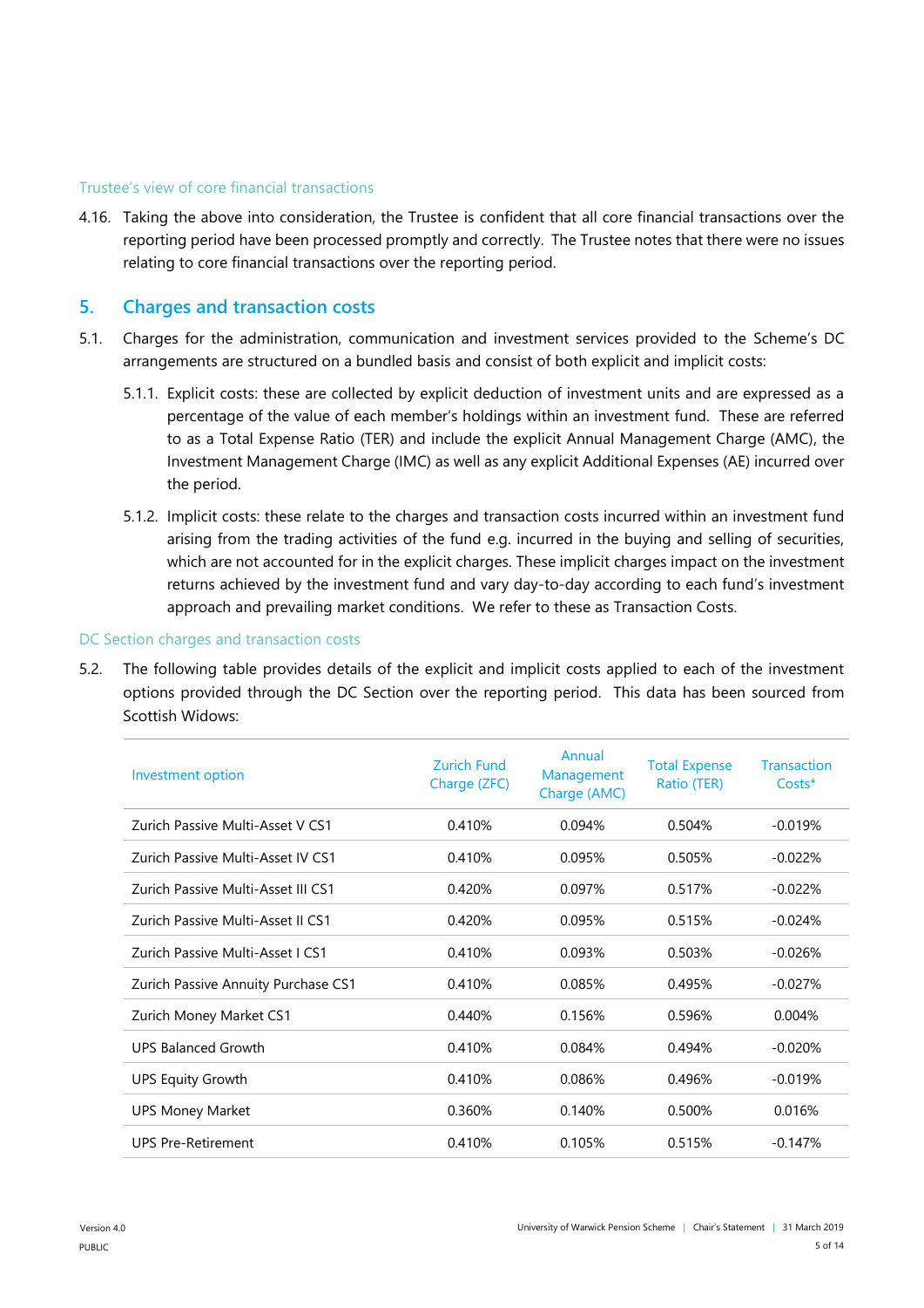### Trustee's view of core financial transactions

4.16. Taking the above into consideration, the Trustee is confident that all core financial transactions over the reporting period have been processed promptly and correctly. The Trustee notes that there were no issues relating to core financial transactions over the reporting period.

## 5. Charges and transaction costs

5.1. Charges for the administration, communication and investment services provided to the Scheme's DC arrangements are structured on a bundled basis and consist of both explicit and implicit costs:

5.1.1. Explicit costs: these are collected by explicit deduction of investment units and are expressed as a percentage of the value of each member's holdings within an investment fund. These are referred to as a Total Expense Ratio (TER) and include the explicit Annual Management Charge (AMC), the Investment Management Charge (IMC) as well as any explicit Additional Expenses (AE) incurred over the period.

5.1.2. Implicit costs: these relate to the charges and transaction costs incurred within an investment fund arising from the trading activities of the fund e.g. incurred in the buying and selling of securities, which are not accounted for in the explicit charges. These implicit charges impact on the investment returns achieved by the investment fund and vary day-to-day according to each fund's investment approach and prevailing market conditions. We refer to these as Transaction Costs.

### DC Section charges and transaction costs

5.2. The following table provides details of the explicit and implicit costs applied to each of the investment options provided through the DC Section over the reporting period. This data has been sourced from Scottish Widows:

| Investment option | Zurich Fund Charge (ZFC) | Annual Management Charge (AMC) | Total Expense Ratio (TER) | Transaction Costs* |
|---|---|---|---|---|
| Zurich Passive Multi-Asset V CS1 | 0.410% | 0.094% | 0.504% | -0.019% |
| Zurich Passive Multi-Asset IV CS1 | 0.410% | 0.095% | 0.505% | -0.022% |
| Zurich Passive Multi-Asset III CS1 | 0.420% | 0.097% | 0.517% | -0.022% |
| Zurich Passive Multi-Asset II CS1 | 0.420% | 0.095% | 0.515% | -0.024% |
| Zurich Passive Multi-Asset I CS1 | 0.410% | 0.093% | 0.503% | -0.026% |
| Zurich Passive Annuity Purchase CS1 | 0.410% | 0.085% | 0.495% | -0.027% |
| Zurich Money Market CS1 | 0.440% | 0.156% | 0.596% | 0.004% |
| UPS Balanced Growth | 0.410% | 0.084% | 0.494% | -0.020% |
| UPS Equity Growth | 0.410% | 0.086% | 0.496% | -0.019% |
| UPS Money Market | 0.360% | 0.140% | 0.500% | 0.016% |
| UPS Pre-Retirement | 0.410% | 0.105% | 0.515% | -0.147% |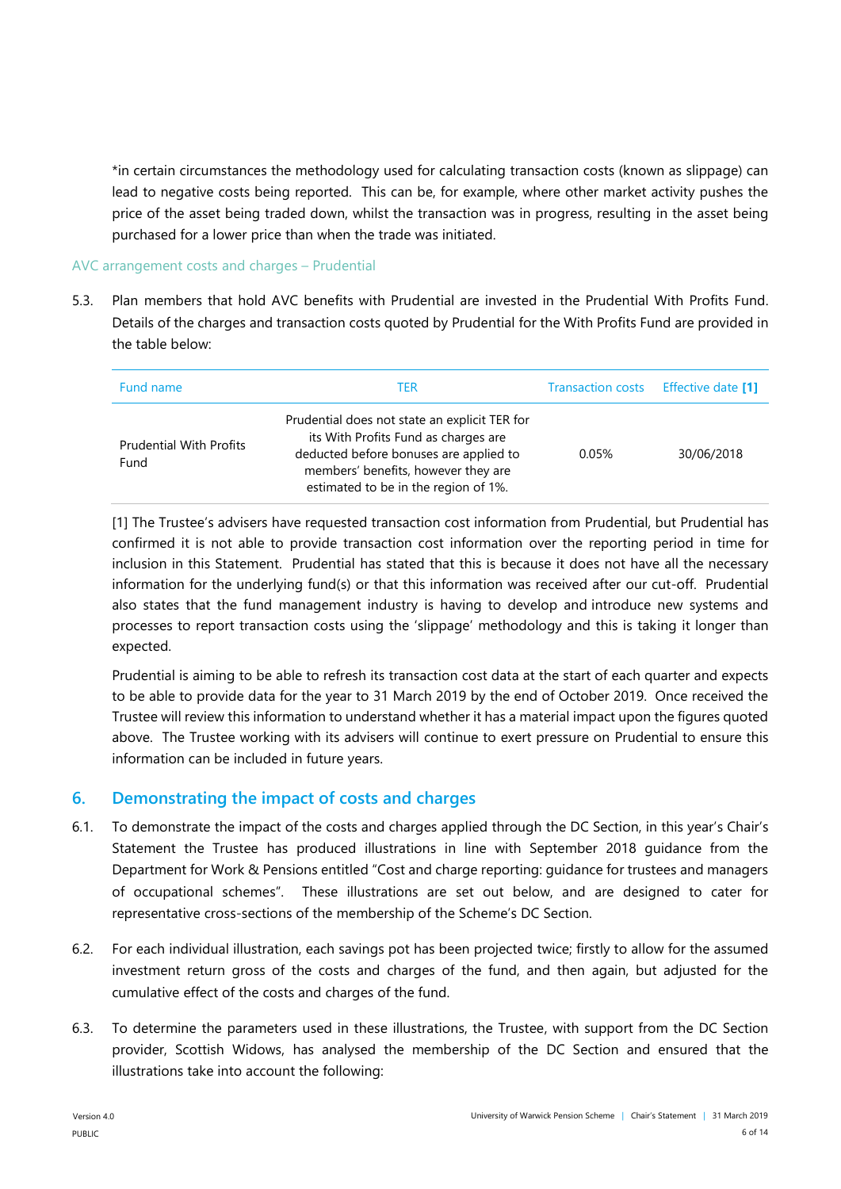*in certain circumstances the methodology used for calculating transaction costs (known as slippage) can lead to negative costs being reported. This can be, for example, where other market activity pushes the price of the asset being traded down, whilst the transaction was in progress, resulting in the asset being purchased for a lower price than when the trade was initiated.

### AVC arrangement costs and charges – Prudential

5.3. Plan members that hold AVC benefits with Prudential are invested in the Prudential With Profits Fund. Details of the charges and transaction costs quoted by Prudential for the With Profits Fund are provided in the table below:

| Fund name | TER | Transaction costs | Effective date [1] |
|---|---|---|---|
| Prudential With Profits Fund | Prudential does not state an explicit TER for its With Profits Fund as charges are deducted before bonuses are applied to members' benefits, however they are estimated to be in the region of 1%. | 0.05% | 30/06/2018 |

[1] The Trustee's advisers have requested transaction cost information from Prudential, but Prudential has confirmed it is not able to provide transaction cost information over the reporting period in time for inclusion in this Statement. Prudential has stated that this is because it does not have all the necessary information for the underlying fund(s) or that this information was received after our cut-off. Prudential also states that the fund management industry is having to develop and introduce new systems and processes to report transaction costs using the 'slippage' methodology and this is taking it longer than expected.

Prudential is aiming to be able to refresh its transaction cost data at the start of each quarter and expects to be able to provide data for the year to 31 March 2019 by the end of October 2019. Once received the Trustee will review this information to understand whether it has a material impact upon the figures quoted above. The Trustee working with its advisers will continue to exert pressure on Prudential to ensure this information can be included in future years.

## 6. Demonstrating the impact of costs and charges

6.1. To demonstrate the impact of the costs and charges applied through the DC Section, in this year's Chair's Statement the Trustee has produced illustrations in line with September 2018 guidance from the Department for Work & Pensions entitled "Cost and charge reporting: guidance for trustees and managers of occupational schemes". These illustrations are set out below, and are designed to cater for representative cross-sections of the membership of the Scheme's DC Section.

6.2. For each individual illustration, each savings pot has been projected twice; firstly to allow for the assumed investment return gross of the costs and charges of the fund, and then again, but adjusted for the cumulative effect of the costs and charges of the fund.

6.3. To determine the parameters used in these illustrations, the Trustee, with support from the DC Section provider, Scottish Widows, has analysed the membership of the DC Section and ensured that the illustrations take into account the following: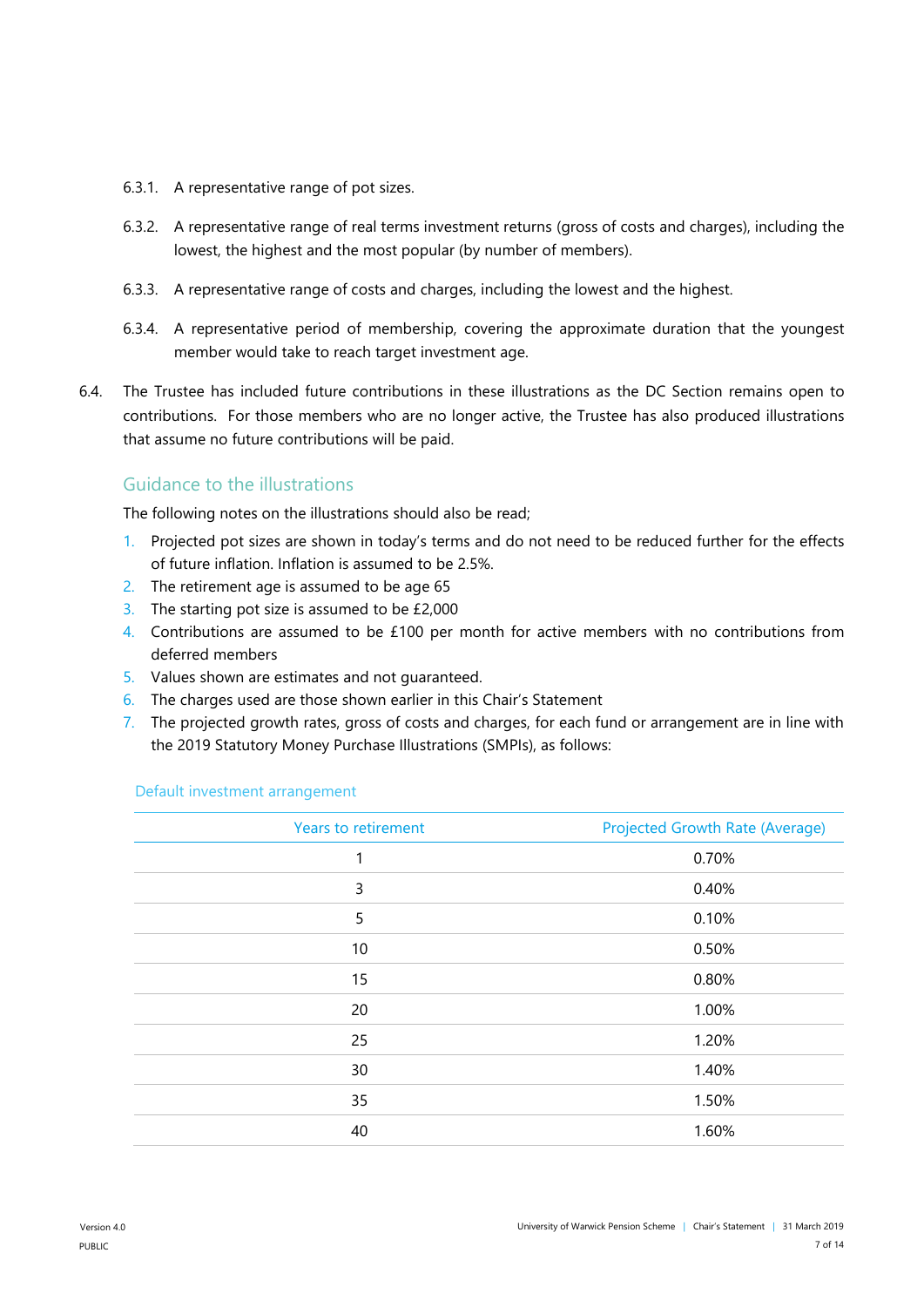6.3.1. A representative range of pot sizes.

6.3.2. A representative range of real terms investment returns (gross of costs and charges), including the lowest, the highest and the most popular (by number of members).

6.3.3. A representative range of costs and charges, including the lowest and the highest.

6.3.4. A representative period of membership, covering the approximate duration that the youngest member would take to reach target investment age.

6.4. The Trustee has included future contributions in these illustrations as the DC Section remains open to contributions. For those members who are no longer active, the Trustee has also produced illustrations that assume no future contributions will be paid.

### Guidance to the illustrations

The following notes on the illustrations should also be read;

1. Projected pot sizes are shown in today's terms and do not need to be reduced further for the effects of future inflation. Inflation is assumed to be 2.5%.
2. The retirement age is assumed to be age 65
3. The starting pot size is assumed to be £2,000
4. Contributions are assumed to be £100 per month for active members with no contributions from deferred members
5. Values shown are estimates and not guaranteed.
6. The charges used are those shown earlier in this Chair's Statement
7. The projected growth rates, gross of costs and charges, for each fund or arrangement are in line with the 2019 Statutory Money Purchase Illustrations (SMPIs), as follows:

#### Default investment arrangement

| Years to retirement | Projected Growth Rate (Average) |
|---|---|
| 1 | 0.70% |
| 3 | 0.40% |
| 5 | 0.10% |
| 10 | 0.50% |
| 15 | 0.80% |
| 20 | 1.00% |
| 25 | 1.20% |
| 30 | 1.40% |
| 35 | 1.50% |
| 40 | 1.60% |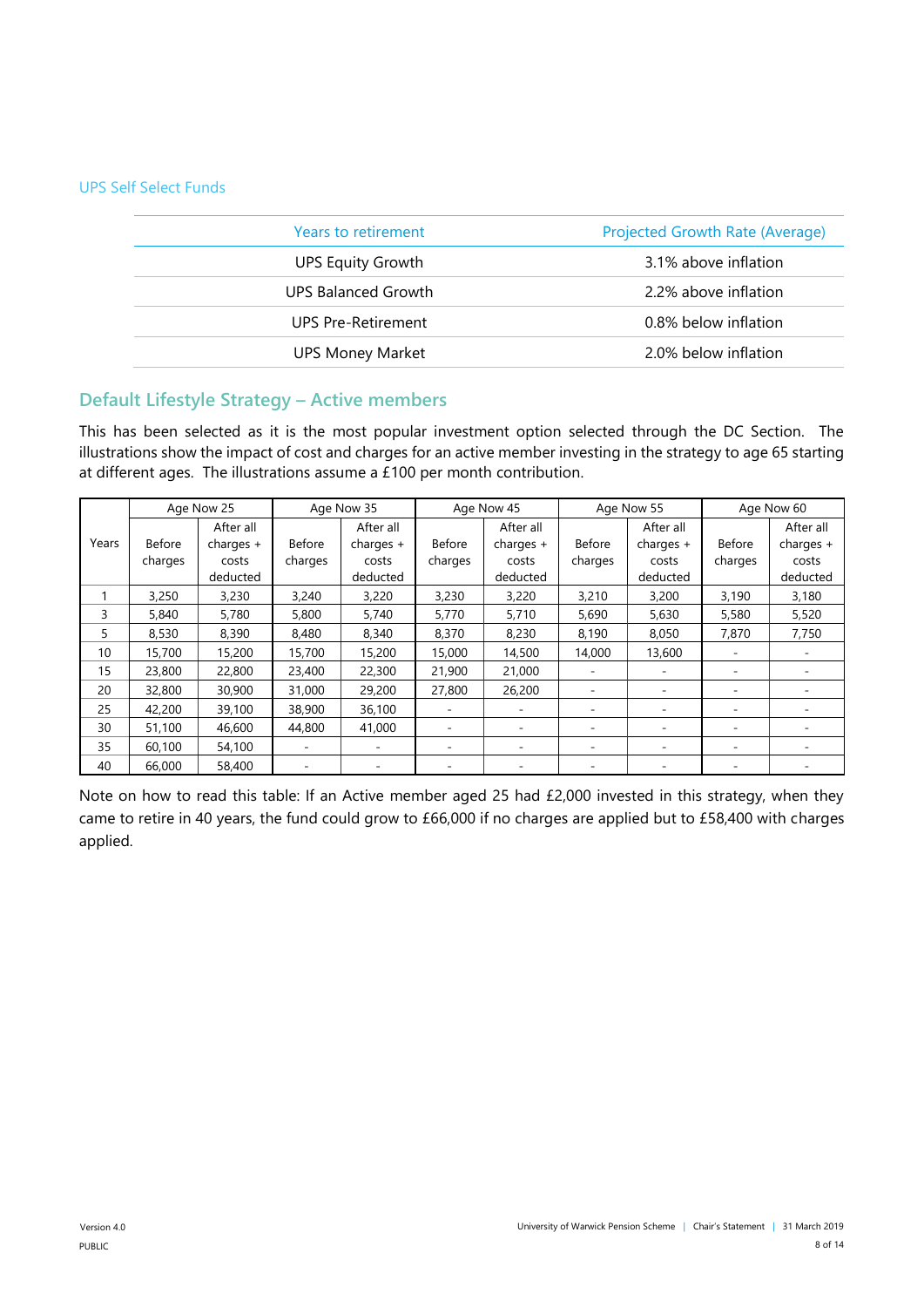UPS Self Select Funds

| Years to retirement | Projected Growth Rate (Average) |
|---|---|
| UPS Equity Growth | 3.1% above inflation |
| UPS Balanced Growth | 2.2% above inflation |
| UPS Pre-Retirement | 0.8% below inflation |
| UPS Money Market | 2.0% below inflation |

## Default Lifestyle Strategy – Active members

This has been selected as it is the most popular investment option selected through the DC Section. The illustrations show the impact of cost and charges for an active member investing in the strategy to age 65 starting at different ages. The illustrations assume a £100 per month contribution.

| Years | Age Now 25 | | Age Now 35 | | Age Now 45 | | Age Now 55 | | Age Now 60 | |
|---|---|---|---|---|---|---|---|---|---|---|
| | Before charges | After all charges + costs deducted | Before charges | After all charges + costs deducted | Before charges | After all charges + costs deducted | Before charges | After all charges + costs deducted | Before charges | After all charges + costs deducted |
| 1 | 3,250 | 3,230 | 3,240 | 3,220 | 3,230 | 3,220 | 3,210 | 3,200 | 3,190 | 3,180 |
| 3 | 5,840 | 5,780 | 5,800 | 5,740 | 5,770 | 5,710 | 5,690 | 5,630 | 5,580 | 5,520 |
| 5 | 8,530 | 8,390 | 8,480 | 8,340 | 8,370 | 8,230 | 8,190 | 8,050 | 7,870 | 7,750 |
| 10 | 15,700 | 15,200 | 15,700 | 15,200 | 15,000 | 14,500 | 14,000 | 13,600 | - | - |
| 15 | 23,800 | 22,800 | 23,400 | 22,300 | 21,900 | 21,000 | - | - | - | - |
| 20 | 32,800 | 30,900 | 31,000 | 29,200 | 27,800 | 26,200 | - | - | - | - |
| 25 | 42,200 | 39,100 | 38,900 | 36,100 | - | - | - | - | - | - |
| 30 | 51,100 | 46,600 | 44,800 | 41,000 | - | - | - | - | - | - |
| 35 | 60,100 | 54,100 | - | - | - | - | - | - | - | - |
| 40 | 66,000 | 58,400 | - | - | - | - | - | - | - | - |

Note on how to read this table: If an Active member aged 25 had £2,000 invested in this strategy, when they came to retire in 40 years, the fund could grow to £66,000 if no charges are applied but to £58,400 with charges applied.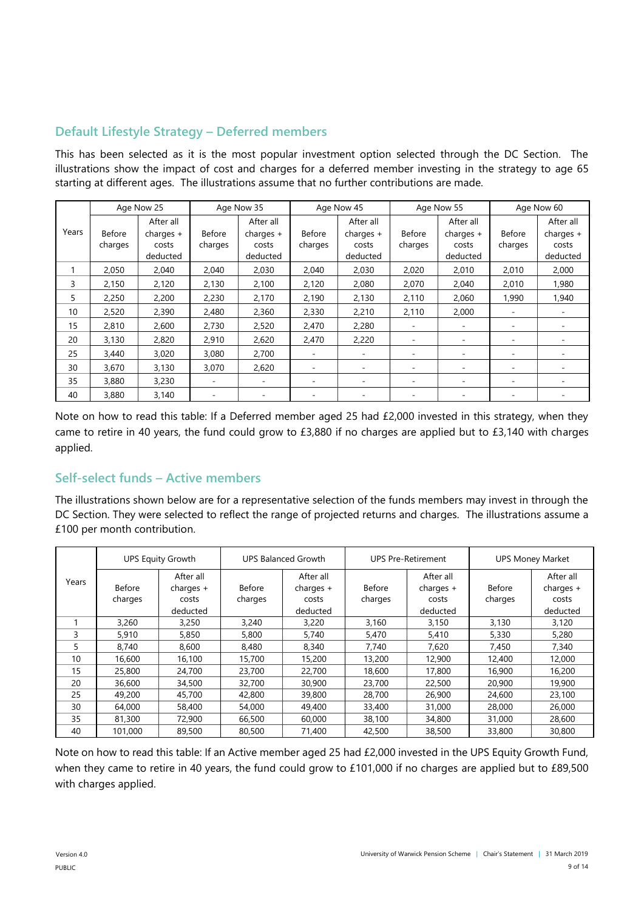## Default Lifestyle Strategy – Deferred members

This has been selected as it is the most popular investment option selected through the DC Section. The illustrations show the impact of cost and charges for a deferred member investing in the strategy to age 65 starting at different ages. The illustrations assume that no further contributions are made.

| Years | Age Now 25 | | Age Now 35 | | Age Now 45 | | Age Now 55 | | Age Now 60 | |
|---|---|---|---|---|---|---|---|---|---|---|
| | Before charges | After all charges + costs deducted | Before charges | After all charges + costs deducted | Before charges | After all charges + costs deducted | Before charges | After all charges + costs deducted | Before charges | After all charges + costs deducted |
| 1 | 2,050 | 2,040 | 2,040 | 2,030 | 2,040 | 2,030 | 2,020 | 2,010 | 2,010 | 2,000 |
| 3 | 2,150 | 2,120 | 2,130 | 2,100 | 2,120 | 2,080 | 2,070 | 2,040 | 2,010 | 1,980 |
| 5 | 2,250 | 2,200 | 2,230 | 2,170 | 2,190 | 2,130 | 2,110 | 2,060 | 1,990 | 1,940 |
| 10 | 2,520 | 2,390 | 2,480 | 2,360 | 2,330 | 2,210 | 2,110 | 2,000 | - | - |
| 15 | 2,810 | 2,600 | 2,730 | 2,520 | 2,470 | 2,280 | - | - | - | - |
| 20 | 3,130 | 2,820 | 2,910 | 2,620 | 2,470 | 2,220 | - | - | - | - |
| 25 | 3,440 | 3,020 | 3,080 | 2,700 | - | - | - | - | - | - |
| 30 | 3,670 | 3,130 | 3,070 | 2,620 | - | - | - | - | - | - |
| 35 | 3,880 | 3,230 | - | - | - | - | - | - | - | - |
| 40 | 3,880 | 3,140 | - | - | - | - | - | - | - | - |

Note on how to read this table: If a Deferred member aged 25 had £2,000 invested in this strategy, when they came to retire in 40 years, the fund could grow to £3,880 if no charges are applied but to £3,140 with charges applied.

## Self-select funds – Active members

The illustrations shown below are for a representative selection of the funds members may invest in through the DC Section. They were selected to reflect the range of projected returns and charges. The illustrations assume a £100 per month contribution.

| Years | UPS Equity Growth | | UPS Balanced Growth | | UPS Pre-Retirement | | UPS Money Market | |
|---|---|---|---|---|---|---|---|---|
| | Before charges | After all charges + costs deducted | Before charges | After all charges + costs deducted | Before charges | After all charges + costs deducted | Before charges | After all charges + costs deducted |
| 1 | 3,260 | 3,250 | 3,240 | 3,220 | 3,160 | 3,150 | 3,130 | 3,120 |
| 3 | 5,910 | 5,850 | 5,800 | 5,740 | 5,470 | 5,410 | 5,330 | 5,280 |
| 5 | 8,740 | 8,600 | 8,480 | 8,340 | 7,740 | 7,620 | 7,450 | 7,340 |
| 10 | 16,600 | 16,100 | 15,700 | 15,200 | 13,200 | 12,900 | 12,400 | 12,000 |
| 15 | 25,800 | 24,700 | 23,700 | 22,700 | 18,600 | 17,800 | 16,900 | 16,200 |
| 20 | 36,600 | 34,500 | 32,700 | 30,900 | 23,700 | 22,500 | 20,900 | 19,900 |
| 25 | 49,200 | 45,700 | 42,800 | 39,800 | 28,700 | 26,900 | 24,600 | 23,100 |
| 30 | 64,000 | 58,400 | 54,000 | 49,400 | 33,400 | 31,000 | 28,000 | 26,000 |
| 35 | 81,300 | 72,900 | 66,500 | 60,000 | 38,100 | 34,800 | 31,000 | 28,600 |
| 40 | 101,000 | 89,500 | 80,500 | 71,400 | 42,500 | 38,500 | 33,800 | 30,800 |

Note on how to read this table: If an Active member aged 25 had £2,000 invested in the UPS Equity Growth Fund, when they came to retire in 40 years, the fund could grow to £101,000 if no charges are applied but to £89,500 with charges applied.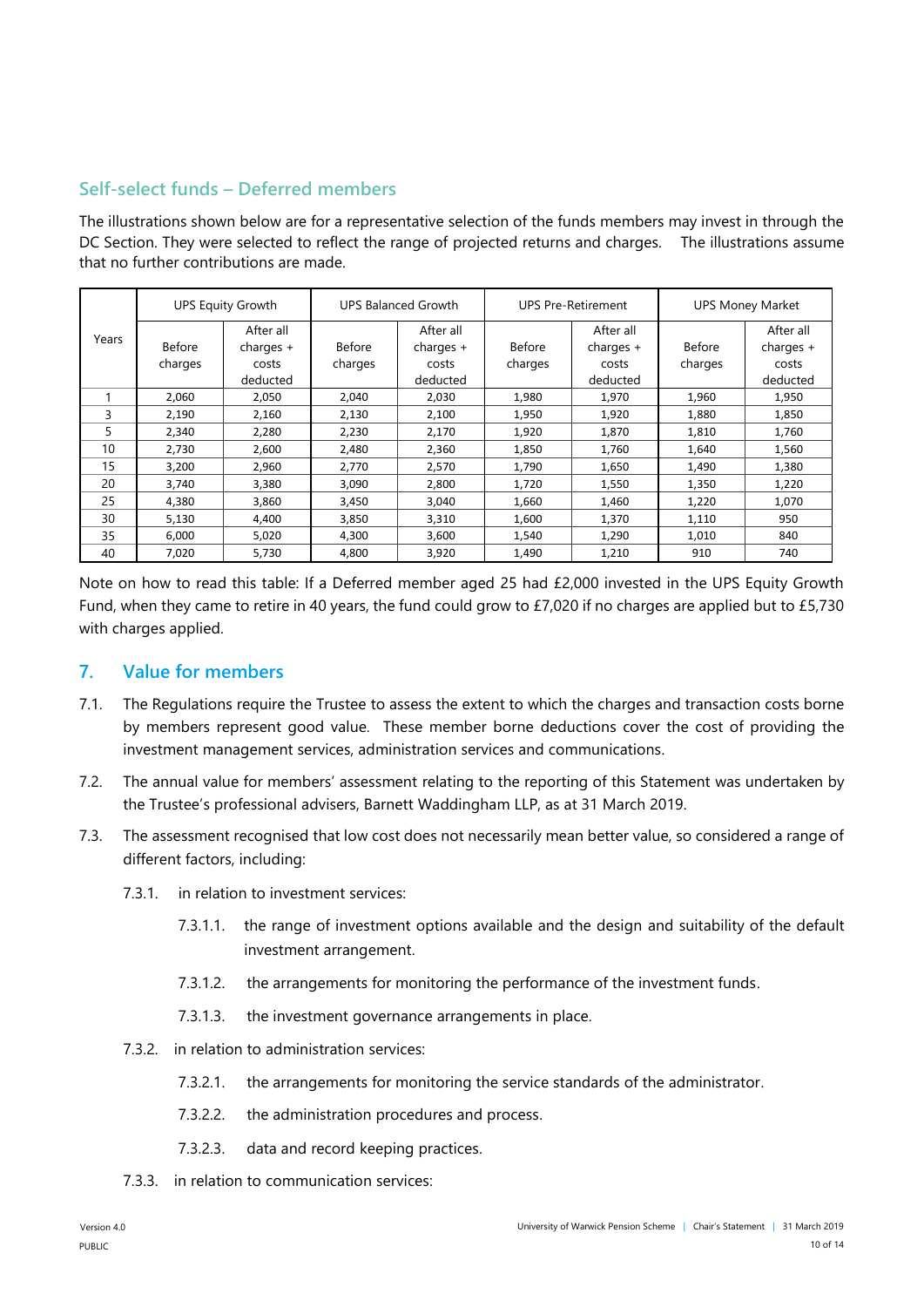## Self-select funds – Deferred members

The illustrations shown below are for a representative selection of the funds members may invest in through the DC Section. They were selected to reflect the range of projected returns and charges. The illustrations assume that no further contributions are made.

| Years | UPS Equity Growth | | UPS Balanced Growth | | UPS Pre-Retirement | | UPS Money Market | |
|---|---|---|---|---|---|---|---|---|
| | Before charges | After all charges + costs deducted | Before charges | After all charges + costs deducted | Before charges | After all charges + costs deducted | Before charges | After all charges + costs deducted |
| 1 | 2,060 | 2,050 | 2,040 | 2,030 | 1,980 | 1,970 | 1,960 | 1,950 |
| 3 | 2,190 | 2,160 | 2,130 | 2,100 | 1,950 | 1,920 | 1,880 | 1,850 |
| 5 | 2,340 | 2,280 | 2,230 | 2,170 | 1,920 | 1,870 | 1,810 | 1,760 |
| 10 | 2,730 | 2,600 | 2,480 | 2,360 | 1,850 | 1,760 | 1,640 | 1,560 |
| 15 | 3,200 | 2,960 | 2,770 | 2,570 | 1,790 | 1,650 | 1,490 | 1,380 |
| 20 | 3,740 | 3,380 | 3,090 | 2,800 | 1,720 | 1,550 | 1,350 | 1,220 |
| 25 | 4,380 | 3,860 | 3,450 | 3,040 | 1,660 | 1,460 | 1,220 | 1,070 |
| 30 | 5,130 | 4,400 | 3,850 | 3,310 | 1,600 | 1,370 | 1,110 | 950 |
| 35 | 6,000 | 5,020 | 4,300 | 3,600 | 1,540 | 1,290 | 1,010 | 840 |
| 40 | 7,020 | 5,730 | 4,800 | 3,920 | 1,490 | 1,210 | 910 | 740 |

Note on how to read this table: If a Deferred member aged 25 had £2,000 invested in the UPS Equity Growth Fund, when they came to retire in 40 years, the fund could grow to £7,020 if no charges are applied but to £5,730 with charges applied.

## 7. Value for members

7.1. The Regulations require the Trustee to assess the extent to which the charges and transaction costs borne by members represent good value. These member borne deductions cover the cost of providing the investment management services, administration services and communications.

7.2. The annual value for members' assessment relating to the reporting of this Statement was undertaken by the Trustee's professional advisers, Barnett Waddingham LLP, as at 31 March 2019.

7.3. The assessment recognised that low cost does not necessarily mean better value, so considered a range of different factors, including:

7.3.1. in relation to investment services:

7.3.1.1. the range of investment options available and the design and suitability of the default investment arrangement.

7.3.1.2. the arrangements for monitoring the performance of the investment funds.

7.3.1.3. the investment governance arrangements in place.

7.3.2. in relation to administration services:

7.3.2.1. the arrangements for monitoring the service standards of the administrator.

7.3.2.2. the administration procedures and process.

7.3.2.3. data and record keeping practices.

7.3.3. in relation to communication services: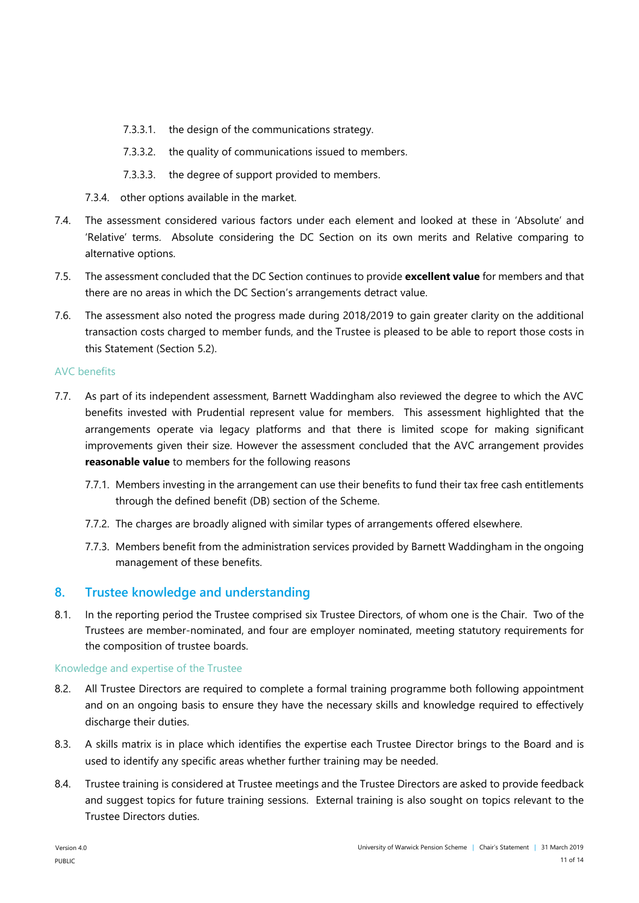7.3.3.1. the design of the communications strategy.

7.3.3.2. the quality of communications issued to members.

7.3.3.3. the degree of support provided to members.

7.3.4. other options available in the market.

7.4. The assessment considered various factors under each element and looked at these in 'Absolute' and 'Relative' terms. Absolute considering the DC Section on its own merits and Relative comparing to alternative options.

7.5. The assessment concluded that the DC Section continues to provide **excellent value** for members and that there are no areas in which the DC Section's arrangements detract value.

7.6. The assessment also noted the progress made during 2018/2019 to gain greater clarity on the additional transaction costs charged to member funds, and the Trustee is pleased to be able to report those costs in this Statement (Section 5.2).

### AVC benefits

7.7. As part of its independent assessment, Barnett Waddingham also reviewed the degree to which the AVC benefits invested with Prudential represent value for members. This assessment highlighted that the arrangements operate via legacy platforms and that there is limited scope for making significant improvements given their size. However the assessment concluded that the AVC arrangement provides **reasonable value** to members for the following reasons

7.7.1. Members investing in the arrangement can use their benefits to fund their tax free cash entitlements through the defined benefit (DB) section of the Scheme.

7.7.2. The charges are broadly aligned with similar types of arrangements offered elsewhere.

7.7.3. Members benefit from the administration services provided by Barnett Waddingham in the ongoing management of these benefits.

## 8. Trustee knowledge and understanding

8.1. In the reporting period the Trustee comprised six Trustee Directors, of whom one is the Chair. Two of the Trustees are member-nominated, and four are employer nominated, meeting statutory requirements for the composition of trustee boards.

### Knowledge and expertise of the Trustee

8.2. All Trustee Directors are required to complete a formal training programme both following appointment and on an ongoing basis to ensure they have the necessary skills and knowledge required to effectively discharge their duties.

8.3. A skills matrix is in place which identifies the expertise each Trustee Director brings to the Board and is used to identify any specific areas whether further training may be needed.

8.4. Trustee training is considered at Trustee meetings and the Trustee Directors are asked to provide feedback and suggest topics for future training sessions. External training is also sought on topics relevant to the Trustee Directors duties.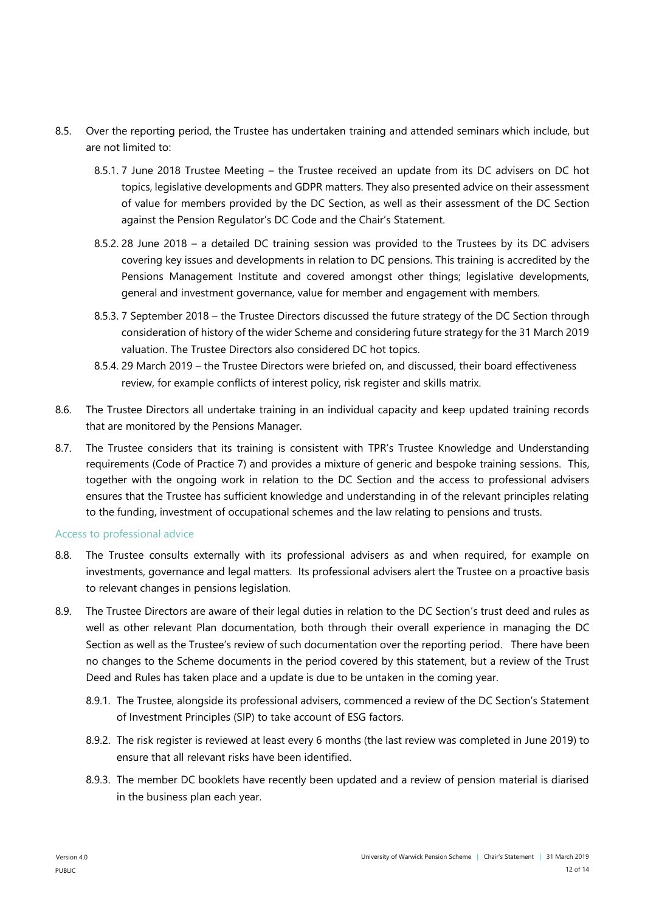8.5. Over the reporting period, the Trustee has undertaken training and attended seminars which include, but are not limited to:

8.5.1. 7 June 2018 Trustee Meeting – the Trustee received an update from its DC advisers on DC hot topics, legislative developments and GDPR matters. They also presented advice on their assessment of value for members provided by the DC Section, as well as their assessment of the DC Section against the Pension Regulator's DC Code and the Chair's Statement.

8.5.2. 28 June 2018 – a detailed DC training session was provided to the Trustees by its DC advisers covering key issues and developments in relation to DC pensions. This training is accredited by the Pensions Management Institute and covered amongst other things; legislative developments, general and investment governance, value for member and engagement with members.

8.5.3. 7 September 2018 – the Trustee Directors discussed the future strategy of the DC Section through consideration of history of the wider Scheme and considering future strategy for the 31 March 2019 valuation. The Trustee Directors also considered DC hot topics.

8.5.4. 29 March 2019 – the Trustee Directors were briefed on, and discussed, their board effectiveness review, for example conflicts of interest policy, risk register and skills matrix.

8.6. The Trustee Directors all undertake training in an individual capacity and keep updated training records that are monitored by the Pensions Manager.

8.7. The Trustee considers that its training is consistent with TPR's Trustee Knowledge and Understanding requirements (Code of Practice 7) and provides a mixture of generic and bespoke training sessions. This, together with the ongoing work in relation to the DC Section and the access to professional advisers ensures that the Trustee has sufficient knowledge and understanding in of the relevant principles relating to the funding, investment of occupational schemes and the law relating to pensions and trusts.

### Access to professional advice

8.8. The Trustee consults externally with its professional advisers as and when required, for example on investments, governance and legal matters. Its professional advisers alert the Trustee on a proactive basis to relevant changes in pensions legislation.

8.9. The Trustee Directors are aware of their legal duties in relation to the DC Section's trust deed and rules as well as other relevant Plan documentation, both through their overall experience in managing the DC Section as well as the Trustee's review of such documentation over the reporting period. There have been no changes to the Scheme documents in the period covered by this statement, but a review of the Trust Deed and Rules has taken place and a update is due to be untaken in the coming year.

8.9.1. The Trustee, alongside its professional advisers, commenced a review of the DC Section's Statement of Investment Principles (SIP) to take account of ESG factors.

8.9.2. The risk register is reviewed at least every 6 months (the last review was completed in June 2019) to ensure that all relevant risks have been identified.

8.9.3. The member DC booklets have recently been updated and a review of pension material is diarised in the business plan each year.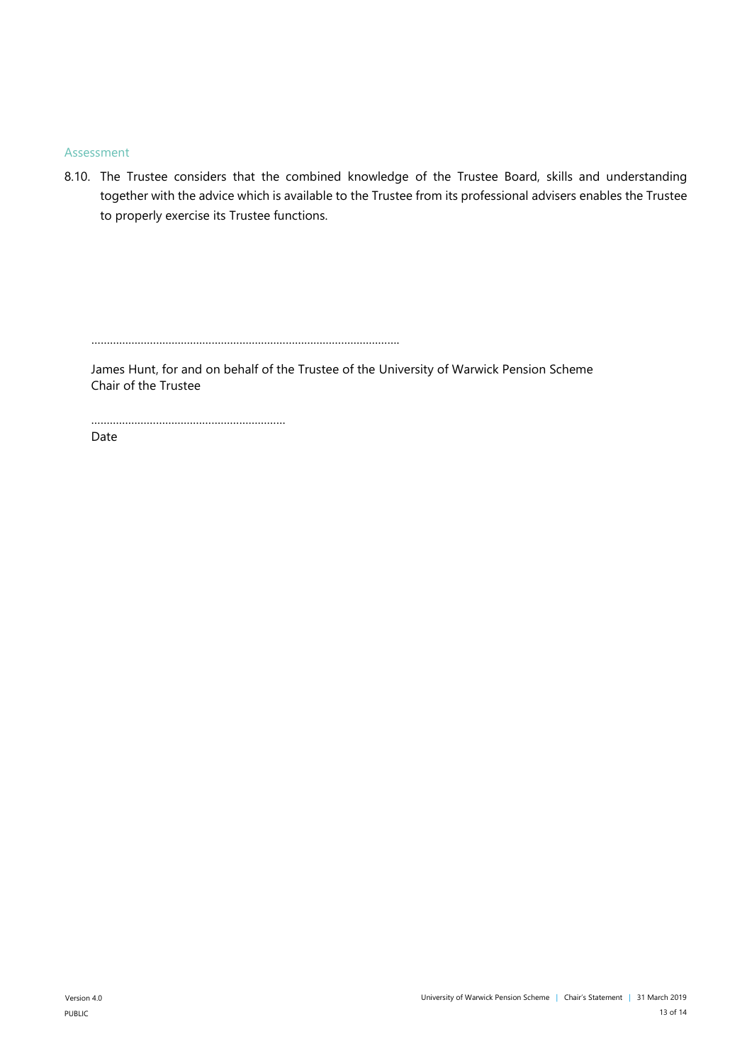### Assessment

8.10. The Trustee considers that the combined knowledge of the Trustee Board, skills and understanding together with the advice which is available to the Trustee from its professional advisers enables the Trustee to properly exercise its Trustee functions.

..................................................................................................

James Hunt, for and on behalf of the Trustee of the University of Warwick Pension Scheme
Chair of the Trustee

..............................................................

Date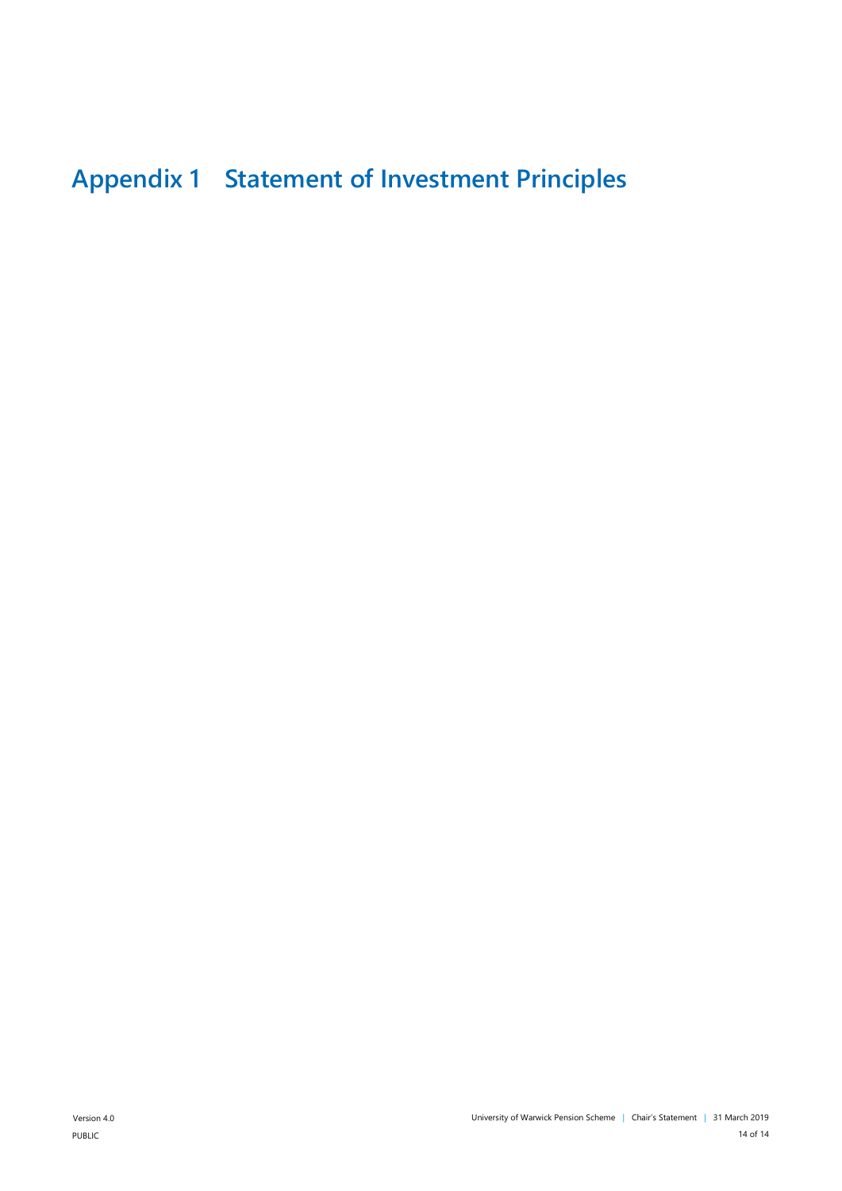# Appendix 1 Statement of Investment Principles